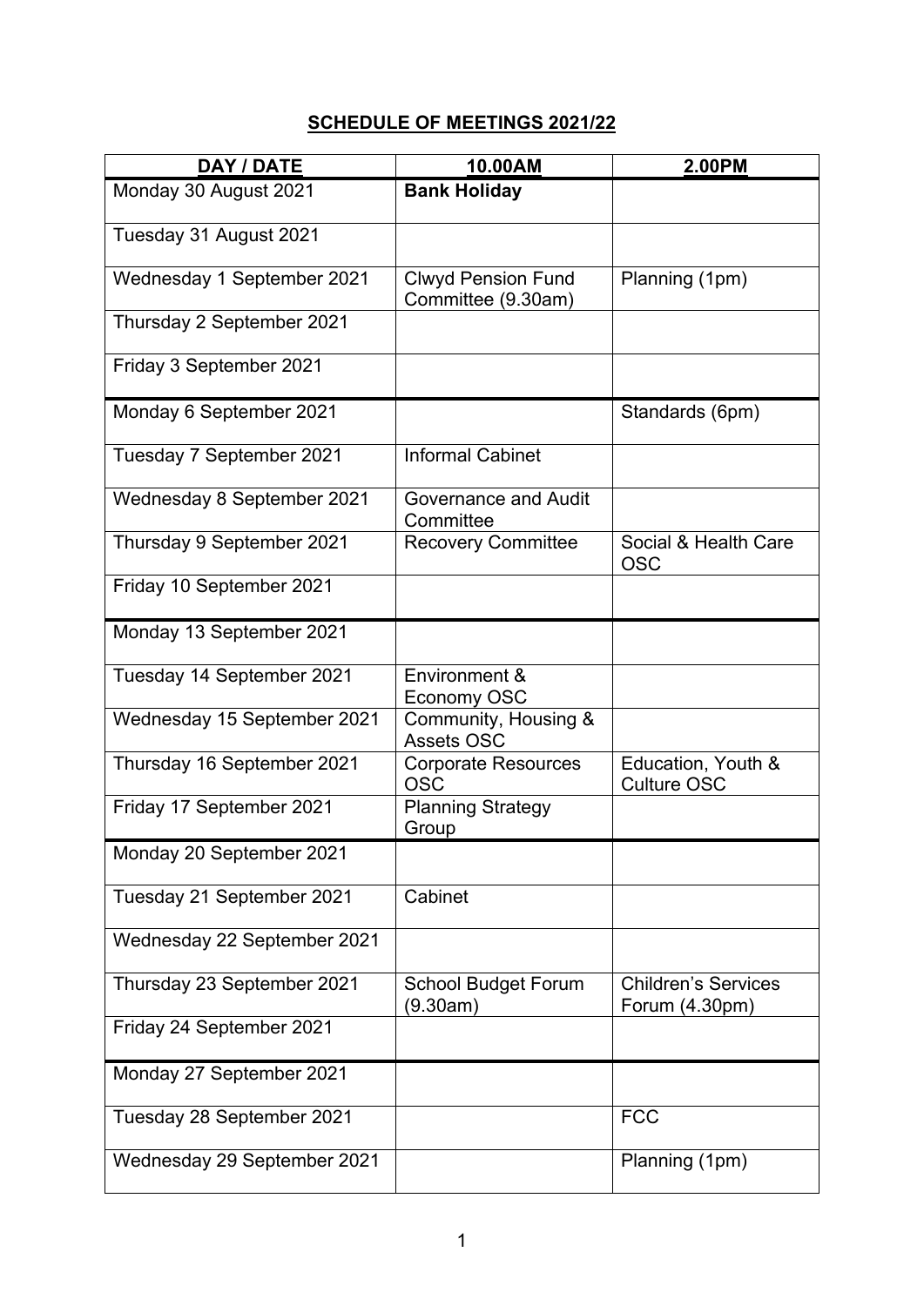**SCHEDULE OF MEETINGS 2021/22**

| DAY / DATE | 10.00AM | 2.00PM |
|---|---|---|
| Monday 30 August 2021 | **Bank Holiday** | |
| Tuesday 31 August 2021 | | |
| Wednesday 1 September 2021 | Clwyd Pension Fund Committee (9.30am) | Planning (1pm) |
| Thursday 2 September 2021 | | |
| Friday 3 September 2021 | | |
| Monday 6 September 2021 | | Standards (6pm) |
| Tuesday 7 September 2021 | Informal Cabinet | |
| Wednesday 8 September 2021 | Governance and Audit Committee | |
| Thursday 9 September 2021 | Recovery Committee | Social & Health Care OSC |
| Friday 10 September 2021 | | |
| Monday 13 September 2021 | | |
| Tuesday 14 September 2021 | Environment & Economy OSC | |
| Wednesday 15 September 2021 | Community, Housing & Assets OSC | |
| Thursday 16 September 2021 | Corporate Resources OSC | Education, Youth & Culture OSC |
| Friday 17 September 2021 | Planning Strategy Group | |
| Monday 20 September 2021 | | |
| Tuesday 21 September 2021 | Cabinet | |
| Wednesday 22 September 2021 | | |
| Thursday 23 September 2021 | School Budget Forum (9.30am) | Children's Services Forum (4.30pm) |
| Friday 24 September 2021 | | |
| Monday 27 September 2021 | | |
| Tuesday 28 September 2021 | | FCC |
| Wednesday 29 September 2021 | | Planning (1pm) |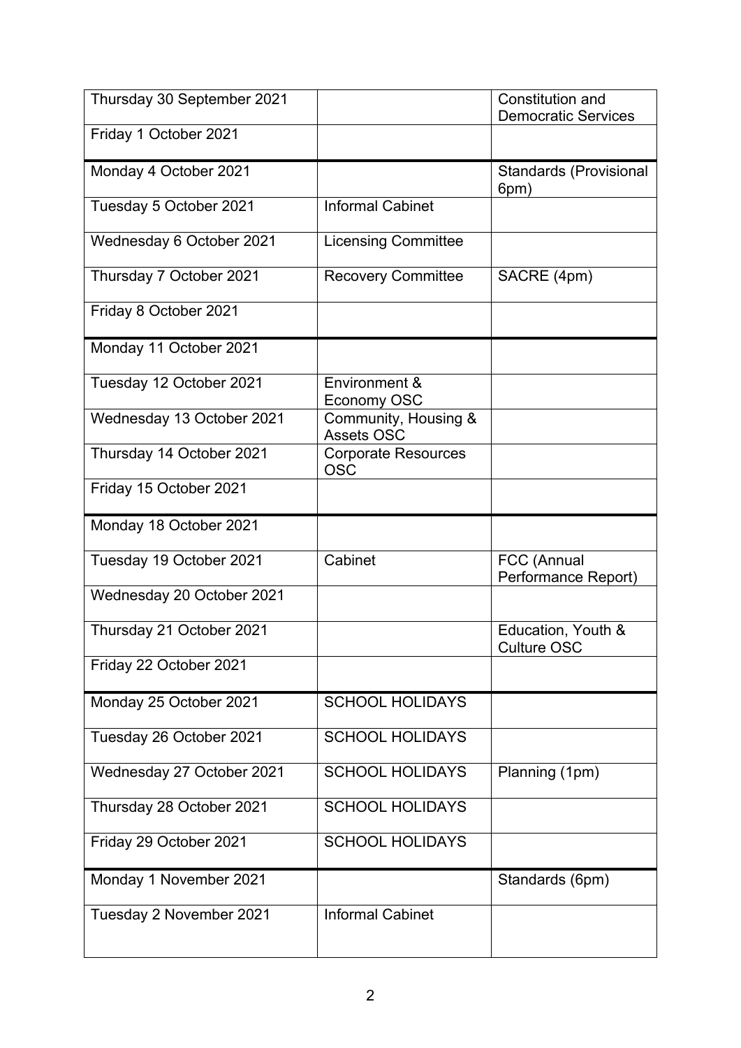| Thursday 30 September 2021 | | Constitution and Democratic Services |
|---|---|---|
| Friday 1 October 2021 | | |
| Monday 4 October 2021 | | Standards (Provisional 6pm) |
| Tuesday 5 October 2021 | Informal Cabinet | |
| Wednesday 6 October 2021 | Licensing Committee | |
| Thursday 7 October 2021 | Recovery Committee | SACRE (4pm) |
| Friday 8 October 2021 | | |
| Monday 11 October 2021 | | |
| Tuesday 12 October 2021 | Environment & Economy OSC | |
| Wednesday 13 October 2021 | Community, Housing & Assets OSC | |
| Thursday 14 October 2021 | Corporate Resources OSC | |
| Friday 15 October 2021 | | |
| Monday 18 October 2021 | | |
| Tuesday 19 October 2021 | Cabinet | FCC (Annual Performance Report) |
| Wednesday 20 October 2021 | | |
| Thursday 21 October 2021 | | Education, Youth & Culture OSC |
| Friday 22 October 2021 | | |
| Monday 25 October 2021 | SCHOOL HOLIDAYS | |
| Tuesday 26 October 2021 | SCHOOL HOLIDAYS | |
| Wednesday 27 October 2021 | SCHOOL HOLIDAYS | Planning (1pm) |
| Thursday 28 October 2021 | SCHOOL HOLIDAYS | |
| Friday 29 October 2021 | SCHOOL HOLIDAYS | |
| Monday 1 November 2021 | | Standards (6pm) |
| Tuesday 2 November 2021 | Informal Cabinet | |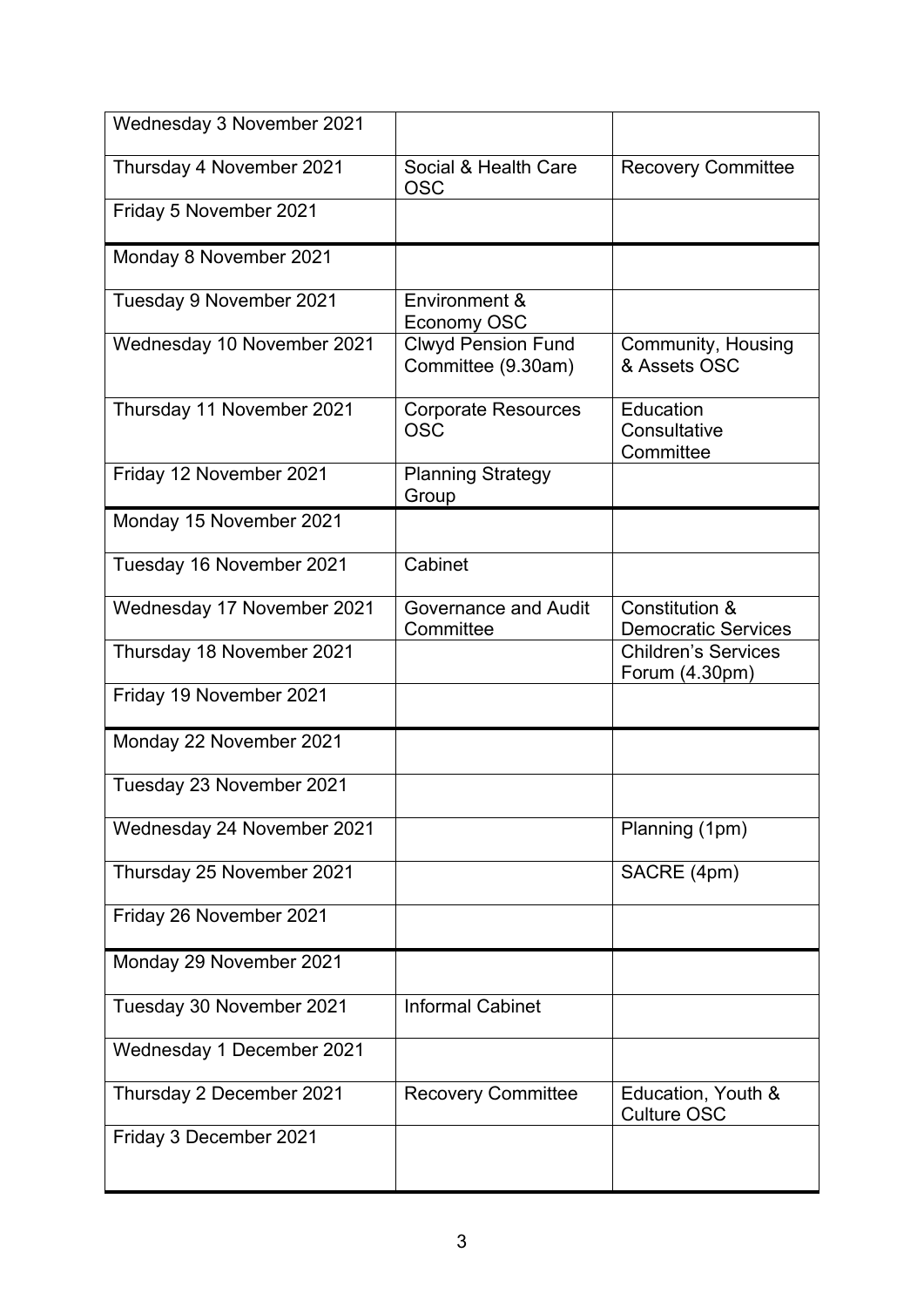| | | |
|---|---|---|
| Wednesday 3 November 2021 | | |
| Thursday 4 November 2021 | Social & Health Care OSC | Recovery Committee |
| Friday 5 November 2021 | | |
| Monday 8 November 2021 | | |
| Tuesday 9 November 2021 | Environment & Economy OSC | |
| Wednesday 10 November 2021 | Clwyd Pension Fund Committee (9.30am) | Community, Housing & Assets OSC |
| Thursday 11 November 2021 | Corporate Resources OSC | Education Consultative Committee |
| Friday 12 November 2021 | Planning Strategy Group | |
| Monday 15 November 2021 | | |
| Tuesday 16 November 2021 | Cabinet | |
| Wednesday 17 November 2021 | Governance and Audit Committee | Constitution & Democratic Services |
| Thursday 18 November 2021 | | Children's Services Forum (4.30pm) |
| Friday 19 November 2021 | | |
| Monday 22 November 2021 | | |
| Tuesday 23 November 2021 | | |
| Wednesday 24 November 2021 | | Planning (1pm) |
| Thursday 25 November 2021 | | SACRE (4pm) |
| Friday 26 November 2021 | | |
| Monday 29 November 2021 | | |
| Tuesday 30 November 2021 | Informal Cabinet | |
| Wednesday 1 December 2021 | | |
| Thursday 2 December 2021 | Recovery Committee | Education, Youth & Culture OSC |
| Friday 3 December 2021 | | |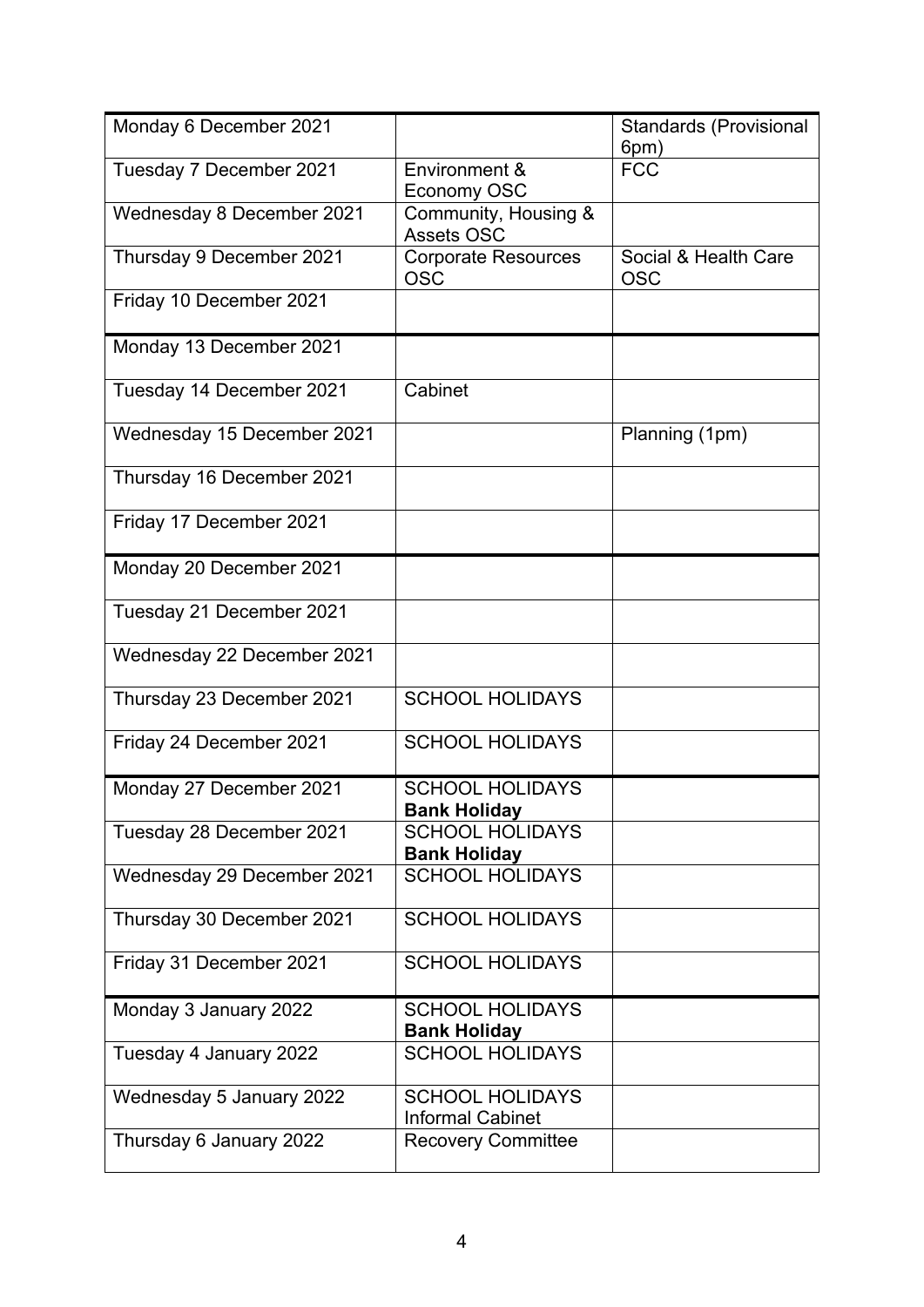| | | |
|---|---|---|
| Monday 6 December 2021 | | Standards (Provisional 6pm) |
| Tuesday 7 December 2021 | Environment & Economy OSC | FCC |
| Wednesday 8 December 2021 | Community, Housing & Assets OSC | |
| Thursday 9 December 2021 | Corporate Resources OSC | Social & Health Care OSC |
| Friday 10 December 2021 | | |
| Monday 13 December 2021 | | |
| Tuesday 14 December 2021 | Cabinet | |
| Wednesday 15 December 2021 | | Planning (1pm) |
| Thursday 16 December 2021 | | |
| Friday 17 December 2021 | | |
| Monday 20 December 2021 | | |
| Tuesday 21 December 2021 | | |
| Wednesday 22 December 2021 | | |
| Thursday 23 December 2021 | SCHOOL HOLIDAYS | |
| Friday 24 December 2021 | SCHOOL HOLIDAYS | |
| Monday 27 December 2021 | SCHOOL HOLIDAYS **Bank Holiday** | |
| Tuesday 28 December 2021 | SCHOOL HOLIDAYS **Bank Holiday** | |
| Wednesday 29 December 2021 | SCHOOL HOLIDAYS | |
| Thursday 30 December 2021 | SCHOOL HOLIDAYS | |
| Friday 31 December 2021 | SCHOOL HOLIDAYS | |
| Monday 3 January 2022 | SCHOOL HOLIDAYS **Bank Holiday** | |
| Tuesday 4 January 2022 | SCHOOL HOLIDAYS | |
| Wednesday 5 January 2022 | SCHOOL HOLIDAYS Informal Cabinet | |
| Thursday 6 January 2022 | Recovery Committee | |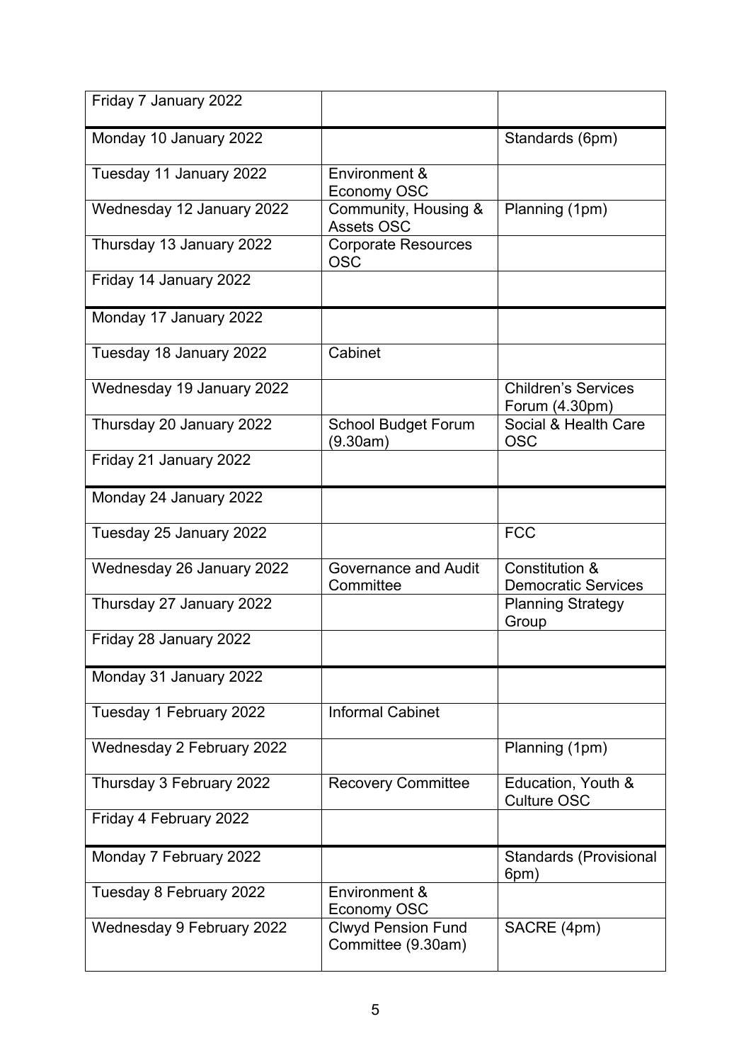| | | |
|---|---|---|
| Friday 7 January 2022 | | |
| Monday 10 January 2022 | | Standards (6pm) |
| Tuesday 11 January 2022 | Environment & Economy OSC | |
| Wednesday 12 January 2022 | Community, Housing & Assets OSC | Planning (1pm) |
| Thursday 13 January 2022 | Corporate Resources OSC | |
| Friday 14 January 2022 | | |
| Monday 17 January 2022 | | |
| Tuesday 18 January 2022 | Cabinet | |
| Wednesday 19 January 2022 | | Children's Services Forum (4.30pm) |
| Thursday 20 January 2022 | School Budget Forum (9.30am) | Social & Health Care OSC |
| Friday 21 January 2022 | | |
| Monday 24 January 2022 | | |
| Tuesday 25 January 2022 | | FCC |
| Wednesday 26 January 2022 | Governance and Audit Committee | Constitution & Democratic Services |
| Thursday 27 January 2022 | | Planning Strategy Group |
| Friday 28 January 2022 | | |
| Monday 31 January 2022 | | |
| Tuesday 1 February 2022 | Informal Cabinet | |
| Wednesday 2 February 2022 | | Planning (1pm) |
| Thursday 3 February 2022 | Recovery Committee | Education, Youth & Culture OSC |
| Friday 4 February 2022 | | |
| Monday 7 February 2022 | | Standards (Provisional 6pm) |
| Tuesday 8 February 2022 | Environment & Economy OSC | |
| Wednesday 9 February 2022 | Clwyd Pension Fund Committee (9.30am) | SACRE (4pm) |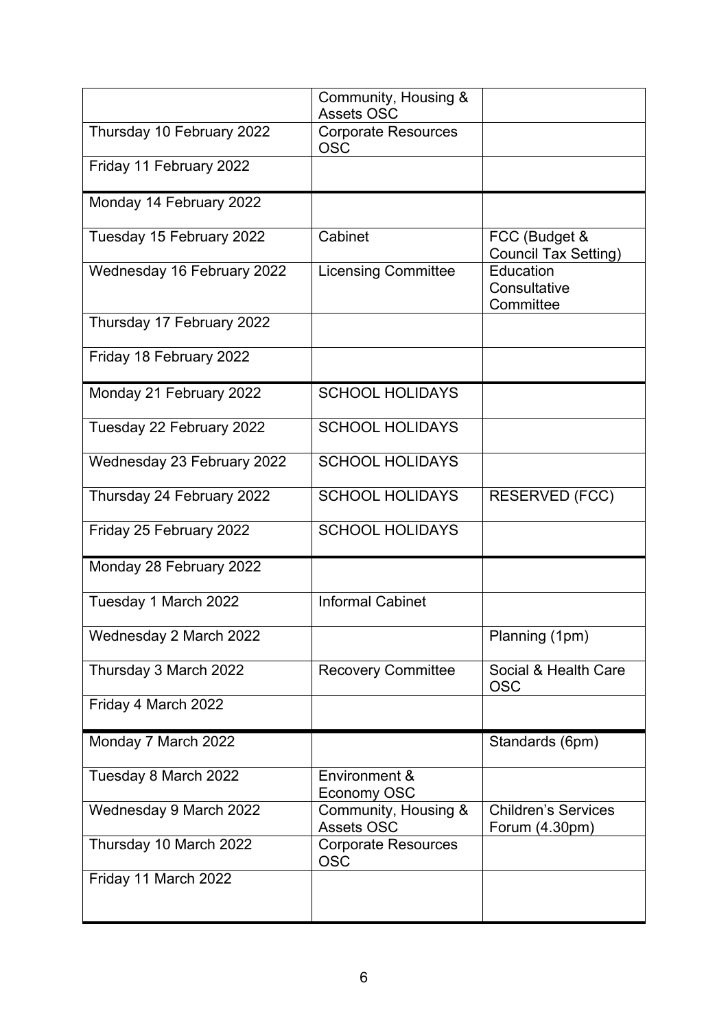| | | |
|---|---|---|
| | Community, Housing & Assets OSC | |
| Thursday 10 February 2022 | Corporate Resources OSC | |
| Friday 11 February 2022 | | |
| Monday 14 February 2022 | | |
| Tuesday 15 February 2022 | Cabinet | FCC (Budget & Council Tax Setting) |
| Wednesday 16 February 2022 | Licensing Committee | Education Consultative Committee |
| Thursday 17 February 2022 | | |
| Friday 18 February 2022 | | |
| Monday 21 February 2022 | SCHOOL HOLIDAYS | |
| Tuesday 22 February 2022 | SCHOOL HOLIDAYS | |
| Wednesday 23 February 2022 | SCHOOL HOLIDAYS | |
| Thursday 24 February 2022 | SCHOOL HOLIDAYS | RESERVED (FCC) |
| Friday 25 February 2022 | SCHOOL HOLIDAYS | |
| Monday 28 February 2022 | | |
| Tuesday 1 March 2022 | Informal Cabinet | |
| Wednesday 2 March 2022 | | Planning (1pm) |
| Thursday 3 March 2022 | Recovery Committee | Social & Health Care OSC |
| Friday 4 March 2022 | | |
| Monday 7 March 2022 | | Standards (6pm) |
| Tuesday 8 March 2022 | Environment & Economy OSC | |
| Wednesday 9 March 2022 | Community, Housing & Assets OSC | Children's Services Forum (4.30pm) |
| Thursday 10 March 2022 | Corporate Resources OSC | |
| Friday 11 March 2022 | | |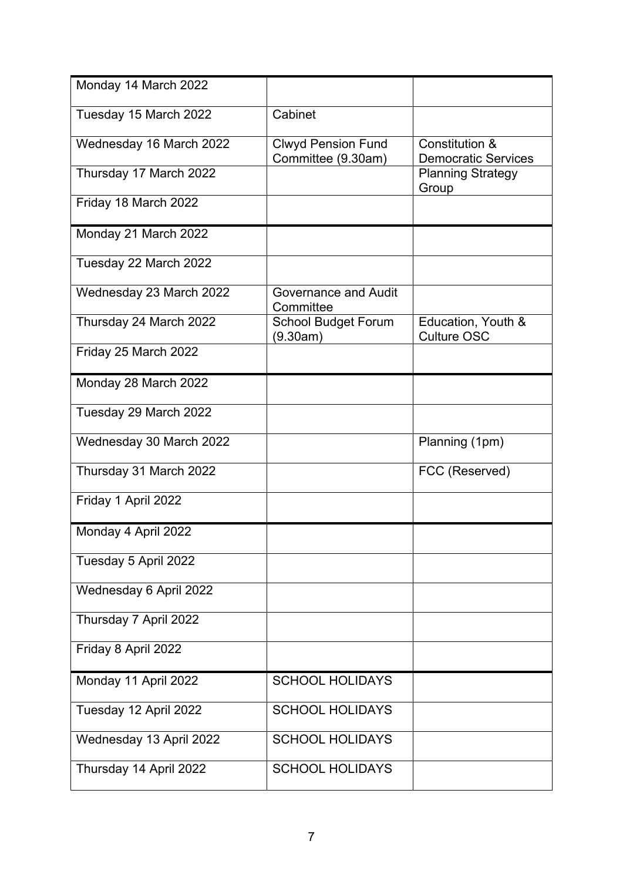| Monday 14 March 2022 | | |
|---|---|---|
| Tuesday 15 March 2022 | Cabinet | |
| Wednesday 16 March 2022 | Clwyd Pension Fund Committee (9.30am) | Constitution & Democratic Services |
| Thursday 17 March 2022 | | Planning Strategy Group |
| Friday 18 March 2022 | | |
| Monday 21 March 2022 | | |
| Tuesday 22 March 2022 | | |
| Wednesday 23 March 2022 | Governance and Audit Committee | |
| Thursday 24 March 2022 | School Budget Forum (9.30am) | Education, Youth & Culture OSC |
| Friday 25 March 2022 | | |
| Monday 28 March 2022 | | |
| Tuesday 29 March 2022 | | |
| Wednesday 30 March 2022 | | Planning (1pm) |
| Thursday 31 March 2022 | | FCC (Reserved) |
| Friday 1 April 2022 | | |
| Monday 4 April 2022 | | |
| Tuesday 5 April 2022 | | |
| Wednesday 6 April 2022 | | |
| Thursday 7 April 2022 | | |
| Friday 8 April 2022 | | |
| Monday 11 April 2022 | SCHOOL HOLIDAYS | |
| Tuesday 12 April 2022 | SCHOOL HOLIDAYS | |
| Wednesday 13 April 2022 | SCHOOL HOLIDAYS | |
| Thursday 14 April 2022 | SCHOOL HOLIDAYS | |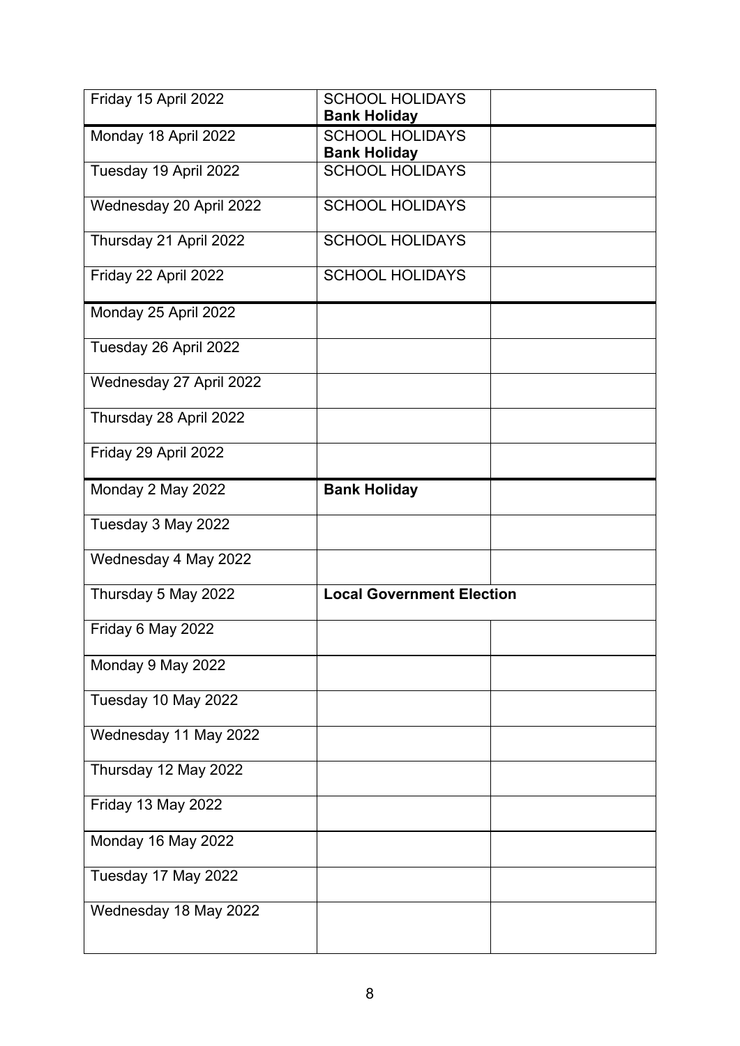| | | |
|---|---|---|
| Friday 15 April 2022 | SCHOOL HOLIDAYS **Bank Holiday** | |
| Monday 18 April 2022 | SCHOOL HOLIDAYS **Bank Holiday** | |
| Tuesday 19 April 2022 | SCHOOL HOLIDAYS | |
| Wednesday 20 April 2022 | SCHOOL HOLIDAYS | |
| Thursday 21 April 2022 | SCHOOL HOLIDAYS | |
| Friday 22 April 2022 | SCHOOL HOLIDAYS | |
| Monday 25 April 2022 | | |
| Tuesday 26 April 2022 | | |
| Wednesday 27 April 2022 | | |
| Thursday 28 April 2022 | | |
| Friday 29 April 2022 | | |
| Monday 2 May 2022 | **Bank Holiday** | |
| Tuesday 3 May 2022 | | |
| Wednesday 4 May 2022 | | |
| Thursday 5 May 2022 | **Local Government Election** | |
| Friday 6 May 2022 | | |
| Monday 9 May 2022 | | |
| Tuesday 10 May 2022 | | |
| Wednesday 11 May 2022 | | |
| Thursday 12 May 2022 | | |
| Friday 13 May 2022 | | |
| Monday 16 May 2022 | | |
| Tuesday 17 May 2022 | | |
| Wednesday 18 May 2022 | | |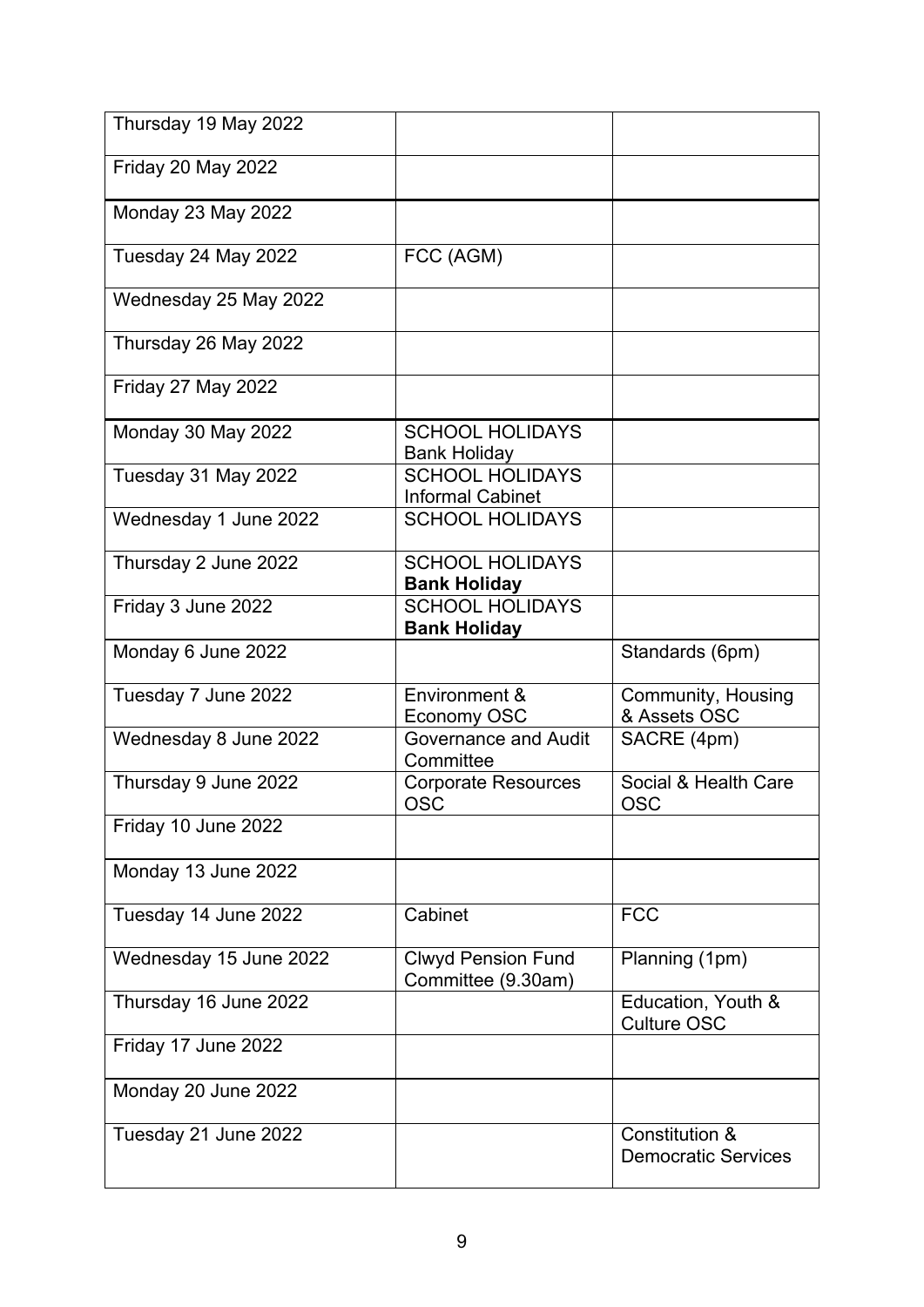| | | |
|---|---|---|
| Thursday 19 May 2022 | | |
| Friday 20 May 2022 | | |
| Monday 23 May 2022 | | |
| Tuesday 24 May 2022 | FCC (AGM) | |
| Wednesday 25 May 2022 | | |
| Thursday 26 May 2022 | | |
| Friday 27 May 2022 | | |
| Monday 30 May 2022 | SCHOOL HOLIDAYS Bank Holiday | |
| Tuesday 31 May 2022 | SCHOOL HOLIDAYS Informal Cabinet | |
| Wednesday 1 June 2022 | SCHOOL HOLIDAYS | |
| Thursday 2 June 2022 | SCHOOL HOLIDAYS **Bank Holiday** | |
| Friday 3 June 2022 | SCHOOL HOLIDAYS **Bank Holiday** | |
| Monday 6 June 2022 | | Standards (6pm) |
| Tuesday 7 June 2022 | Environment & Economy OSC | Community, Housing & Assets OSC |
| Wednesday 8 June 2022 | Governance and Audit Committee | SACRE (4pm) |
| Thursday 9 June 2022 | Corporate Resources OSC | Social & Health Care OSC |
| Friday 10 June 2022 | | |
| Monday 13 June 2022 | | |
| Tuesday 14 June 2022 | Cabinet | FCC |
| Wednesday 15 June 2022 | Clwyd Pension Fund Committee (9.30am) | Planning (1pm) |
| Thursday 16 June 2022 | | Education, Youth & Culture OSC |
| Friday 17 June 2022 | | |
| Monday 20 June 2022 | | |
| Tuesday 21 June 2022 | | Constitution & Democratic Services |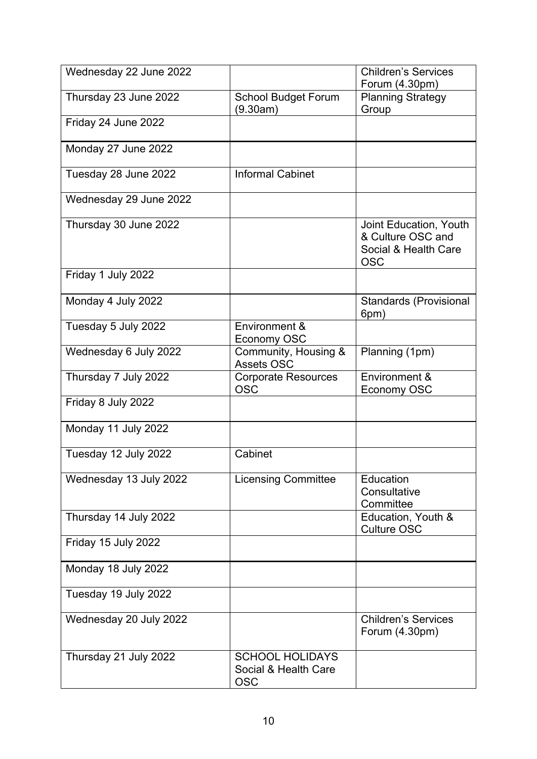| Wednesday 22 June 2022 | | Children's Services Forum (4.30pm) |
|---|---|---|
| Thursday 23 June 2022 | School Budget Forum (9.30am) | Planning Strategy Group |
| Friday 24 June 2022 | | |
| Monday 27 June 2022 | | |
| Tuesday 28 June 2022 | Informal Cabinet | |
| Wednesday 29 June 2022 | | |
| Thursday 30 June 2022 | | Joint Education, Youth & Culture OSC and Social & Health Care OSC |
| Friday 1 July 2022 | | |
| Monday 4 July 2022 | | Standards (Provisional 6pm) |
| Tuesday 5 July 2022 | Environment & Economy OSC | |
| Wednesday 6 July 2022 | Community, Housing & Assets OSC | Planning (1pm) |
| Thursday 7 July 2022 | Corporate Resources OSC | Environment & Economy OSC |
| Friday 8 July 2022 | | |
| Monday 11 July 2022 | | |
| Tuesday 12 July 2022 | Cabinet | |
| Wednesday 13 July 2022 | Licensing Committee | Education Consultative Committee |
| Thursday 14 July 2022 | | Education, Youth & Culture OSC |
| Friday 15 July 2022 | | |
| Monday 18 July 2022 | | |
| Tuesday 19 July 2022 | | |
| Wednesday 20 July 2022 | | Children's Services Forum (4.30pm) |
| Thursday 21 July 2022 | SCHOOL HOLIDAYS Social & Health Care OSC | |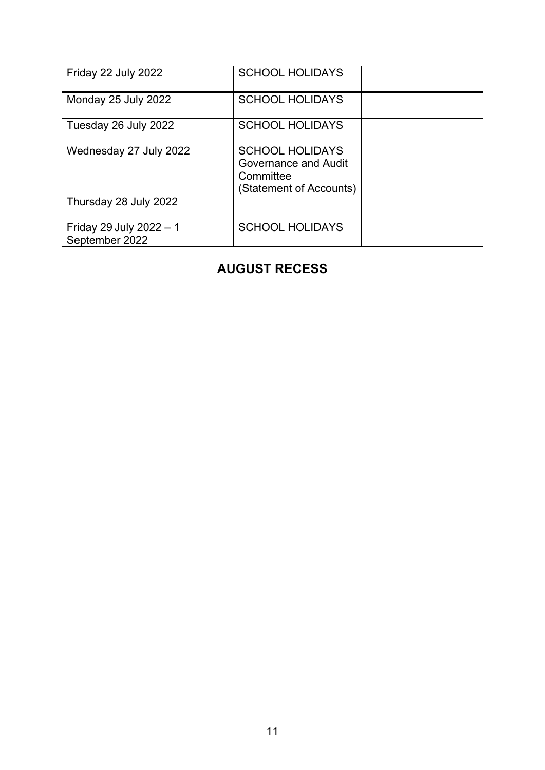| | | |
|---|---|---|
| Friday 22 July 2022 | SCHOOL HOLIDAYS | |
| Monday 25 July 2022 | SCHOOL HOLIDAYS | |
| Tuesday 26 July 2022 | SCHOOL HOLIDAYS | |
| Wednesday 27 July 2022 | SCHOOL HOLIDAYS Governance and Audit Committee (Statement of Accounts) | |
| Thursday 28 July 2022 | | |
| Friday 29 July 2022 – 1 September 2022 | SCHOOL HOLIDAYS | |

**AUGUST RECESS**